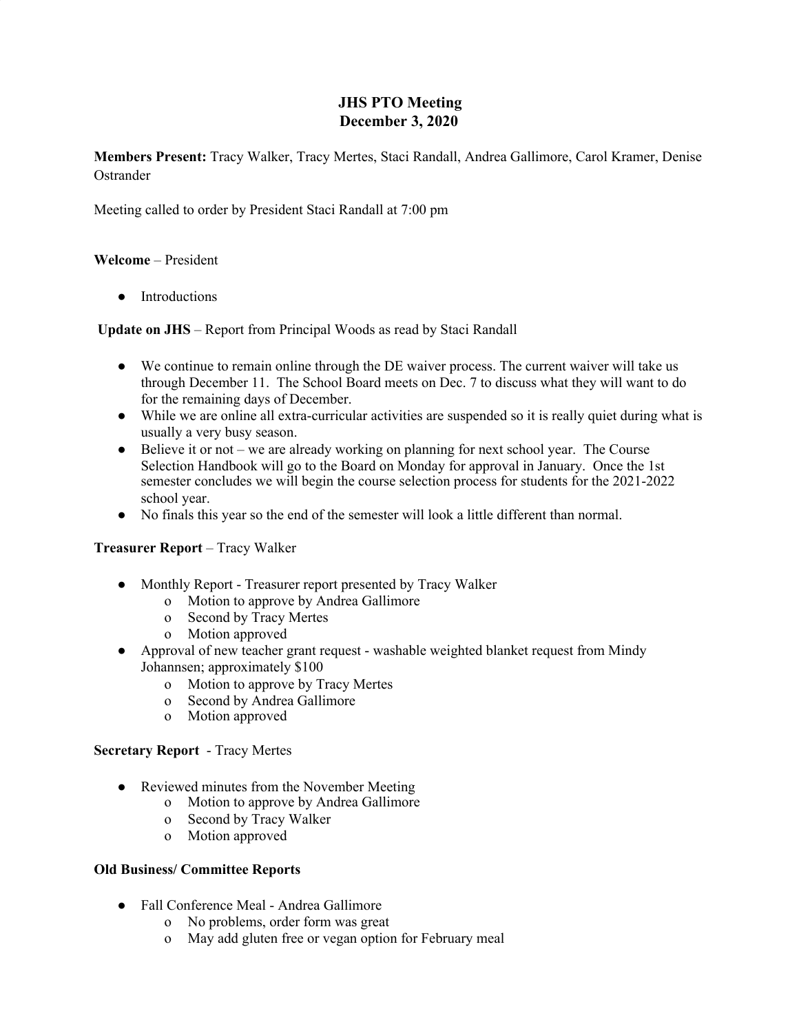# JHS PTO Meeting
## December 3, 2020

**Members Present:** Tracy Walker, Tracy Mertes, Staci Randall, Andrea Gallimore, Carol Kramer, Denise Ostrander

Meeting called to order by President Staci Randall at 7:00 pm

**Welcome** – President

- Introductions

**Update on JHS** – Report from Principal Woods as read by Staci Randall

- We continue to remain online through the DE waiver process. The current waiver will take us through December 11. The School Board meets on Dec. 7 to discuss what they will want to do for the remaining days of December.
- While we are online all extra-curricular activities are suspended so it is really quiet during what is usually a very busy season.
- Believe it or not – we are already working on planning for next school year. The Course Selection Handbook will go to the Board on Monday for approval in January. Once the 1st semester concludes we will begin the course selection process for students for the 2021-2022 school year.
- No finals this year so the end of the semester will look a little different than normal.

**Treasurer Report** – Tracy Walker

- Monthly Report - Treasurer report presented by Tracy Walker
  - Motion to approve by Andrea Gallimore
  - Second by Tracy Mertes
  - Motion approved
- Approval of new teacher grant request - washable weighted blanket request from Mindy Johannsen; approximately $100
  - Motion to approve by Tracy Mertes
  - Second by Andrea Gallimore
  - Motion approved

**Secretary Report** - Tracy Mertes

- Reviewed minutes from the November Meeting
  - Motion to approve by Andrea Gallimore
  - Second by Tracy Walker
  - Motion approved

**Old Business/ Committee Reports**

- Fall Conference Meal - Andrea Gallimore
  - No problems, order form was great
  - May add gluten free or vegan option for February meal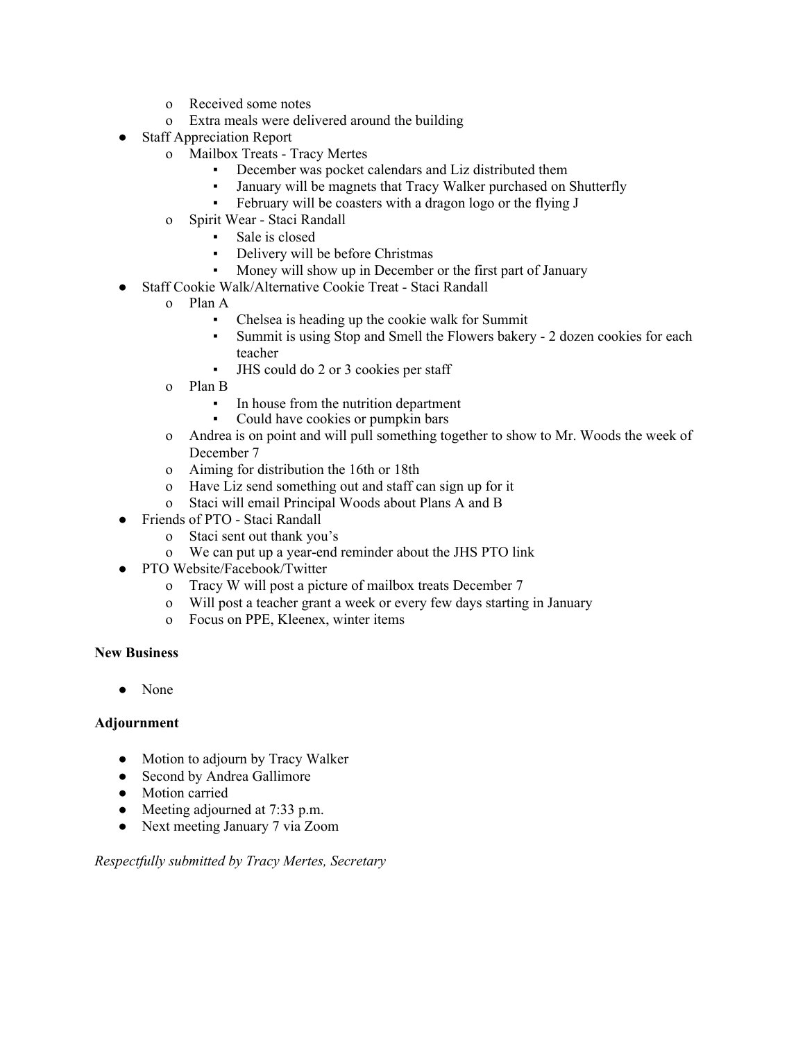- Received some notes
- Extra meals were delivered around the building

- Staff Appreciation Report
  - Mailbox Treats - Tracy Mertes
    - December was pocket calendars and Liz distributed them
    - January will be magnets that Tracy Walker purchased on Shutterfly
    - February will be coasters with a dragon logo or the flying J
  - Spirit Wear - Staci Randall
    - Sale is closed
    - Delivery will be before Christmas
    - Money will show up in December or the first part of January
- Staff Cookie Walk/Alternative Cookie Treat - Staci Randall
  - Plan A
    - Chelsea is heading up the cookie walk for Summit
    - Summit is using Stop and Smell the Flowers bakery - 2 dozen cookies for each teacher
    - JHS could do 2 or 3 cookies per staff
  - Plan B
    - In house from the nutrition department
    - Could have cookies or pumpkin bars
  - Andrea is on point and will pull something together to show to Mr. Woods the week of December 7
  - Aiming for distribution the 16th or 18th
  - Have Liz send something out and staff can sign up for it
  - Staci will email Principal Woods about Plans A and B
- Friends of PTO - Staci Randall
  - Staci sent out thank you's
  - We can put up a year-end reminder about the JHS PTO link
- PTO Website/Facebook/Twitter
  - Tracy W will post a picture of mailbox treats December 7
  - Will post a teacher grant a week or every few days starting in January
  - Focus on PPE, Kleenex, winter items

**New Business**

- None

**Adjournment**

- Motion to adjourn by Tracy Walker
- Second by Andrea Gallimore
- Motion carried
- Meeting adjourned at 7:33 p.m.
- Next meeting January 7 via Zoom

*Respectfully submitted by Tracy Mertes, Secretary*